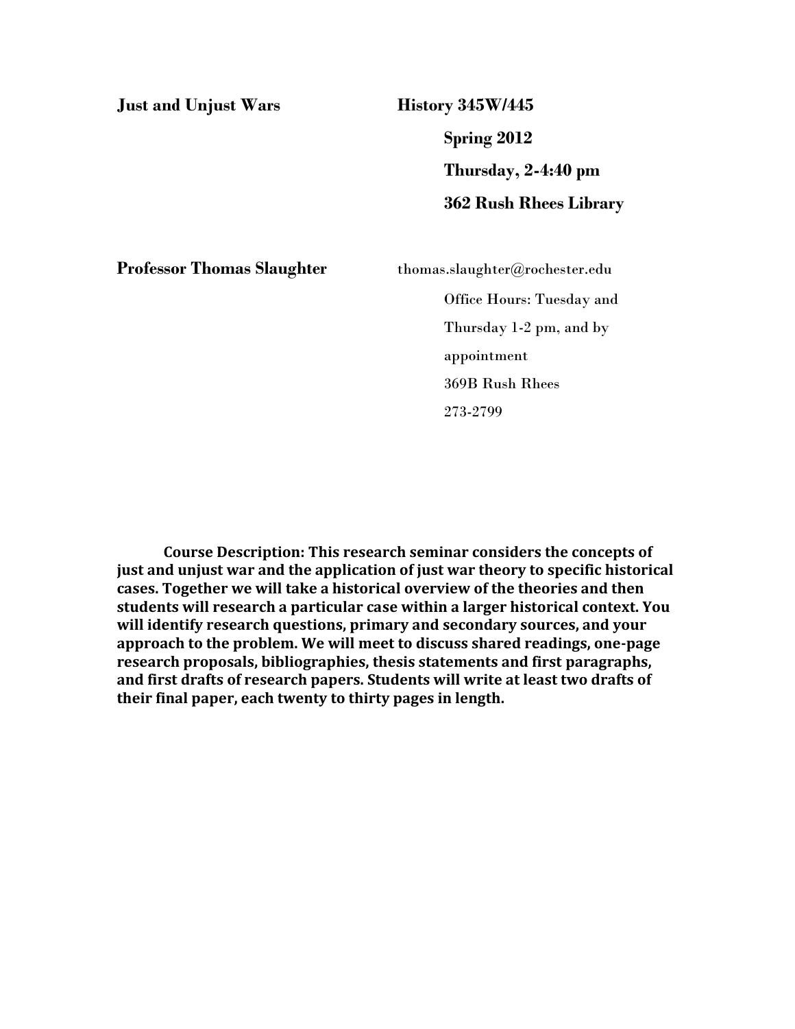**Just and Unjust Wars** **History 345W/445**

**Spring 2012**

**Thursday, 2-4:40 pm**

**362 Rush Rhees Library**

**Professor Thomas Slaughter** thomas.slaughter@rochester.edu

Office Hours: Tuesday and Thursday 1-2 pm, and by appointment

369B Rush Rhees

273-2799

**Course Description: This research seminar considers the concepts of just and unjust war and the application of just war theory to specific historical cases. Together we will take a historical overview of the theories and then students will research a particular case within a larger historical context. You will identify research questions, primary and secondary sources, and your approach to the problem. We will meet to discuss shared readings, one-page research proposals, bibliographies, thesis statements and first paragraphs, and first drafts of research papers. Students will write at least two drafts of their final paper, each twenty to thirty pages in length.**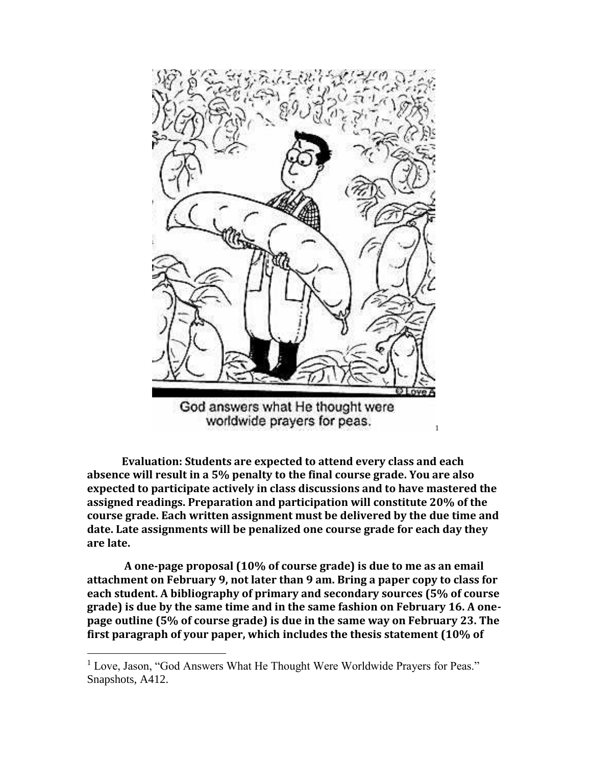God answers what He thought were worldwide prayers for peas.[1]

**Evaluation: Students are expected to attend every class and each absence will result in a 5% penalty to the final course grade. You are also expected to participate actively in class discussions and to have mastered the assigned readings. Preparation and participation will constitute 20% of the course grade. Each written assignment must be delivered by the due time and date. Late assignments will be penalized one course grade for each day they are late.**

**A one-page proposal (10% of course grade) is due to me as an email attachment on February 9, not later than 9 am. Bring a paper copy to class for each student. A bibliography of primary and secondary sources (5% of course grade) is due by the same time and in the same fashion on February 16. A one-page outline (5% of course grade) is due in the same way on February 23. The first paragraph of your paper, which includes the thesis statement (10% of**

[1] Love, Jason, "God Answers What He Thought Were Worldwide Prayers for Peas." Snapshots, A412.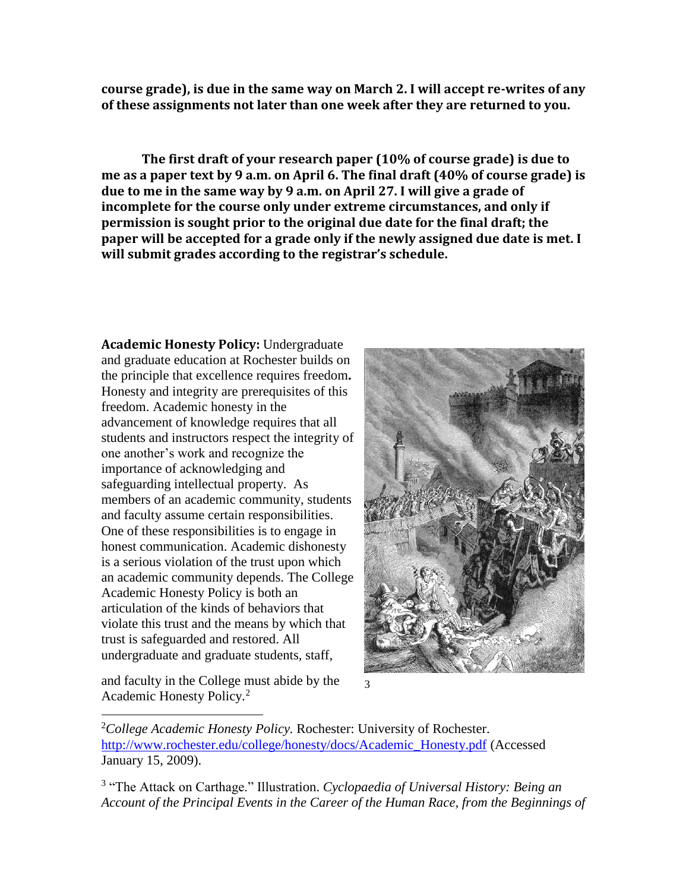**course grade), is due in the same way on March 2. I will accept re-writes of any of these assignments not later than one week after they are returned to you.**

**The first draft of your research paper (10% of course grade) is due to me as a paper text by 9 a.m. on April 6. The final draft (40% of course grade) is due to me in the same way by 9 a.m. on April 27. I will give a grade of incomplete for the course only under extreme circumstances, and only if permission is sought prior to the original due date for the final draft; the paper will be accepted for a grade only if the newly assigned due date is met. I will submit grades according to the registrar's schedule.**

**Academic Honesty Policy:** Undergraduate and graduate education at Rochester builds on the principle that excellence requires freedom**.** Honesty and integrity are prerequisites of this freedom. Academic honesty in the advancement of knowledge requires that all students and instructors respect the integrity of one another's work and recognize the importance of acknowledging and safeguarding intellectual property. As members of an academic community, students and faculty assume certain responsibilities. One of these responsibilities is to engage in honest communication. Academic dishonesty is a serious violation of the trust upon which an academic community depends. The College Academic Honesty Policy is both an articulation of the kinds of behaviors that violate this trust and the means by which that trust is safeguarded and restored. All undergraduate and graduate students, staff, and faculty in the College must abide by the Academic Honesty Policy.[2]

[3]

---

[2] *College Academic Honesty Policy.* Rochester: University of Rochester. http://www.rochester.edu/college/honesty/docs/Academic_Honesty.pdf (Accessed January 15, 2009).

[3] "The Attack on Carthage." Illustration. *Cyclopaedia of Universal History: Being an Account of the Principal Events in the Career of the Human Race, from the Beginnings of*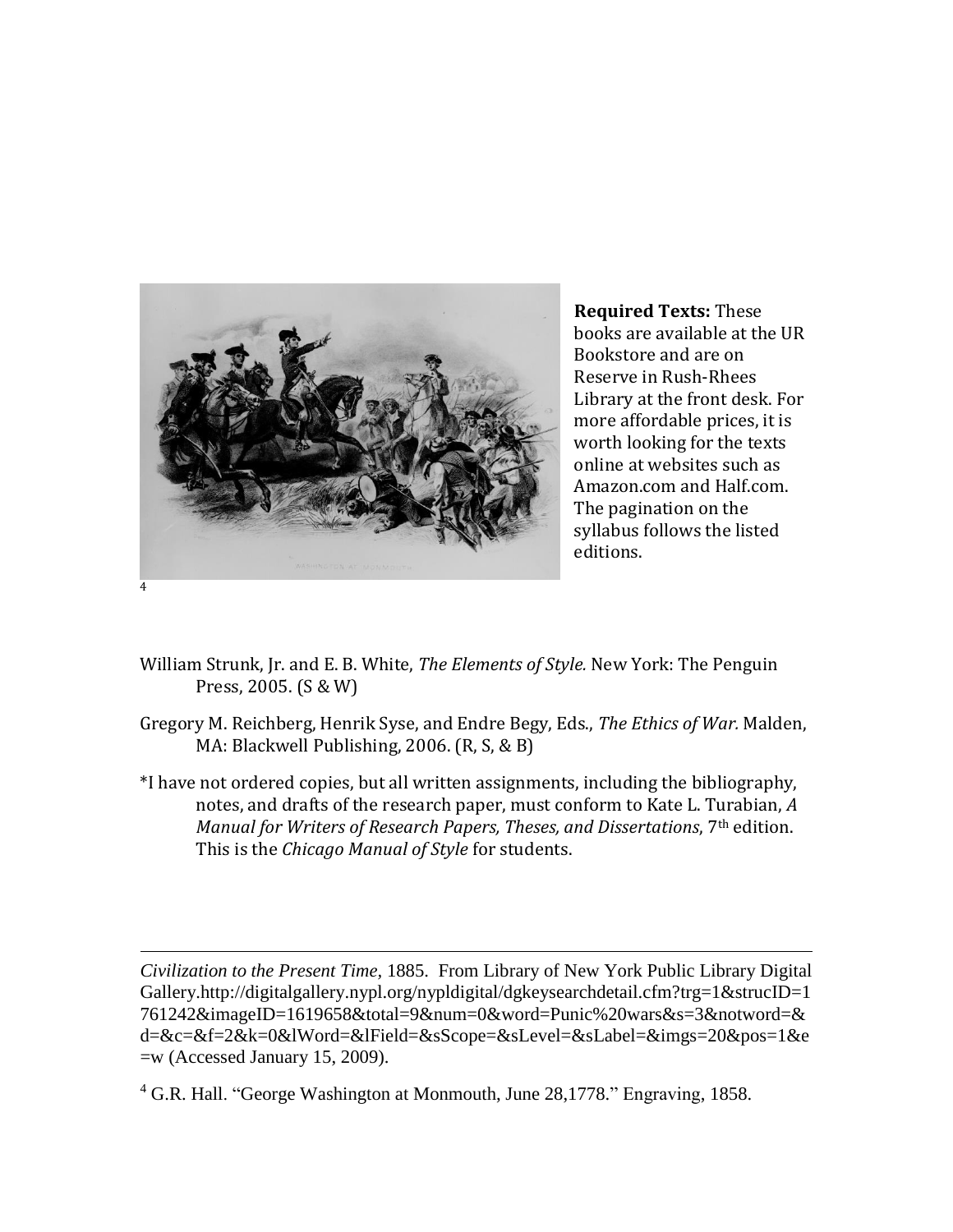[4]

**Required Texts:** These books are available at the UR Bookstore and are on Reserve in Rush-Rhees Library at the front desk. For more affordable prices, it is worth looking for the texts online at websites such as Amazon.com and Half.com. The pagination on the syllabus follows the listed editions.

William Strunk, Jr. and E. B. White, *The Elements of Style.* New York: The Penguin Press, 2005. (S & W)

Gregory M. Reichberg, Henrik Syse, and Endre Begy, Eds., *The Ethics of War.* Malden, MA: Blackwell Publishing, 2006. (R, S, & B)

*I have not ordered copies, but all written assignments, including the bibliography, notes, and drafts of the research paper, must conform to Kate L. Turabian, *A Manual for Writers of Research Papers, Theses, and Dissertations*, 7th edition. This is the *Chicago Manual of Style* for students.

---

*Civilization to the Present Time*, 1885. From Library of New York Public Library Digital Gallery.http://digitalgallery.nypl.org/nypldigital/dgkeysearchdetail.cfm?trg=1&strucID=1761242&imageID=1619658&total=9&num=0&word=Punic%20wars&s=3&notword=&d=&c=&f=2&k=0&lWord=&lField=&sScope=&sLevel=&sLabel=&imgs=20&pos=1&e=w (Accessed January 15, 2009).

[4] G.R. Hall. "George Washington at Monmouth, June 28,1778." Engraving, 1858.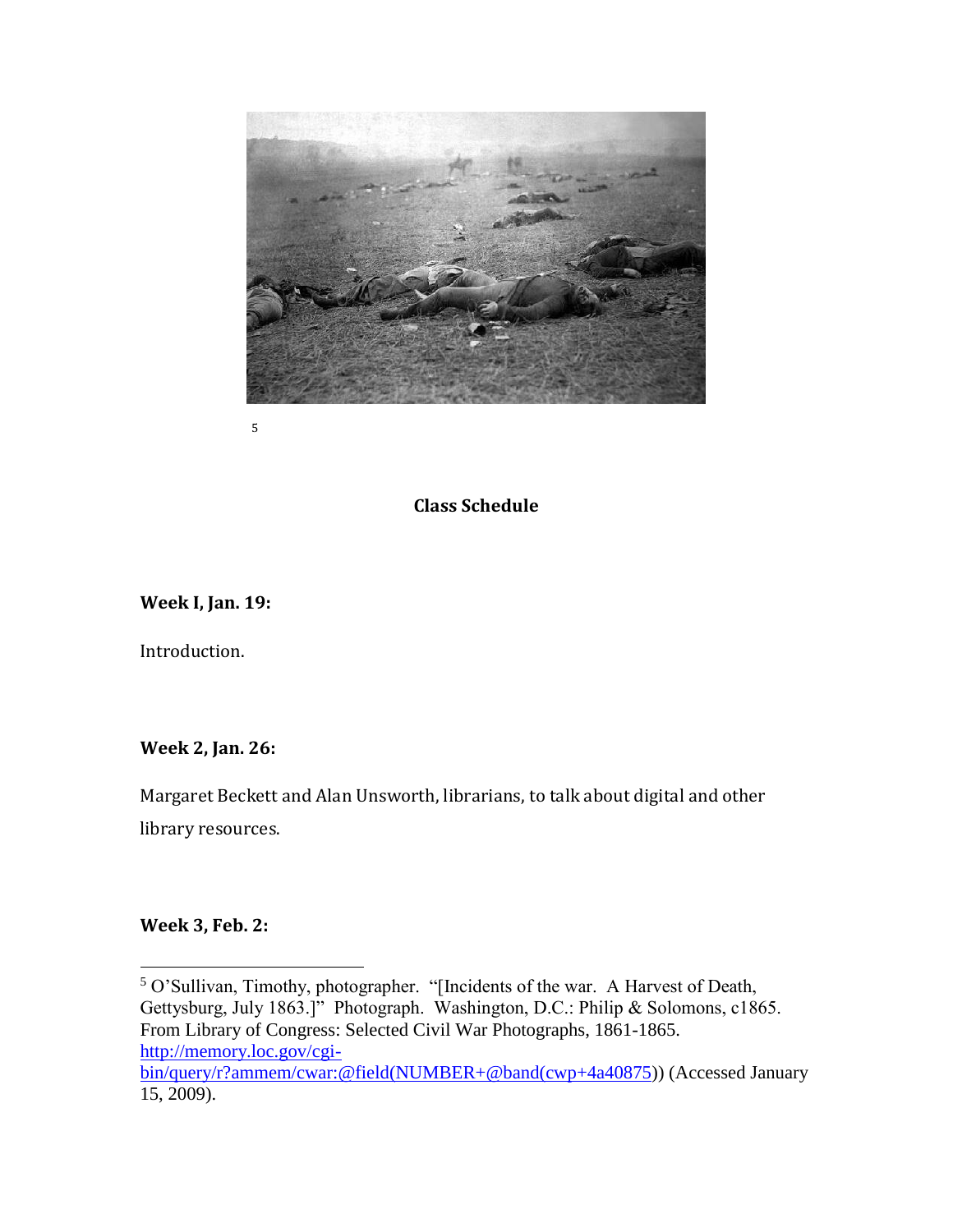[5]

**Class Schedule**

**Week I, Jan. 19:**

Introduction.

**Week 2, Jan. 26:**

Margaret Beckett and Alan Unsworth, librarians, to talk about digital and other library resources.

**Week 3, Feb. 2:**

---

[5] O'Sullivan, Timothy, photographer. "[Incidents of the war. A Harvest of Death, Gettysburg, July 1863.]" Photograph. Washington, D.C.: Philip & Solomons, c1865. From Library of Congress: Selected Civil War Photographs, 1861-1865. http://memory.loc.gov/cgi-bin/query/r?ammem/cwar:@field(NUMBER+@band(cwp+4a40875)) (Accessed January 15, 2009).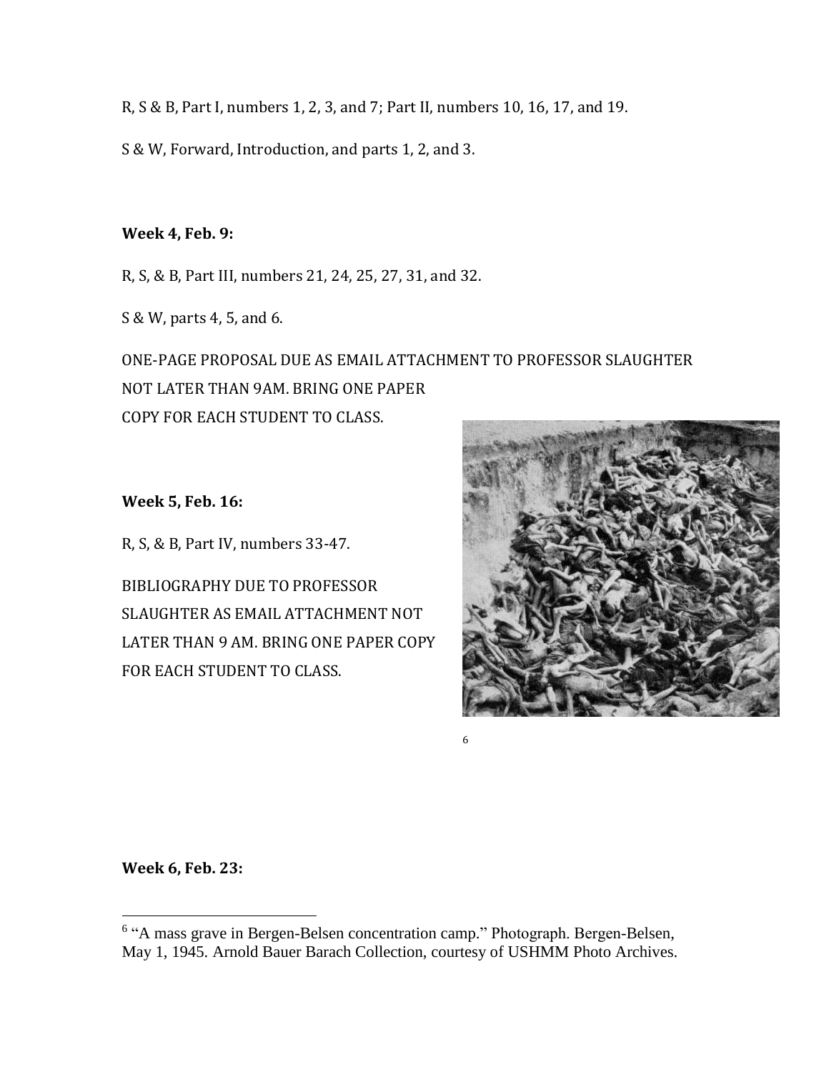R, S & B, Part I, numbers 1, 2, 3, and 7; Part II, numbers 10, 16, 17, and 19.

S & W, Forward, Introduction, and parts 1, 2, and 3.

**Week 4, Feb. 9:**

R, S, & B, Part III, numbers 21, 24, 25, 27, 31, and 32.

S & W, parts 4, 5, and 6.

ONE-PAGE PROPOSAL DUE AS EMAIL ATTACHMENT TO PROFESSOR SLAUGHTER NOT LATER THAN 9AM. BRING ONE PAPER COPY FOR EACH STUDENT TO CLASS.

**Week 5, Feb. 16:**

R, S, & B, Part IV, numbers 33-47.

BIBLIOGRAPHY DUE TO PROFESSOR SLAUGHTER AS EMAIL ATTACHMENT NOT LATER THAN 9 AM. BRING ONE PAPER COPY FOR EACH STUDENT TO CLASS.

[6]

**Week 6, Feb. 23:**

[6] "A mass grave in Bergen-Belsen concentration camp." Photograph. Bergen-Belsen, May 1, 1945. Arnold Bauer Barach Collection, courtesy of USHMM Photo Archives.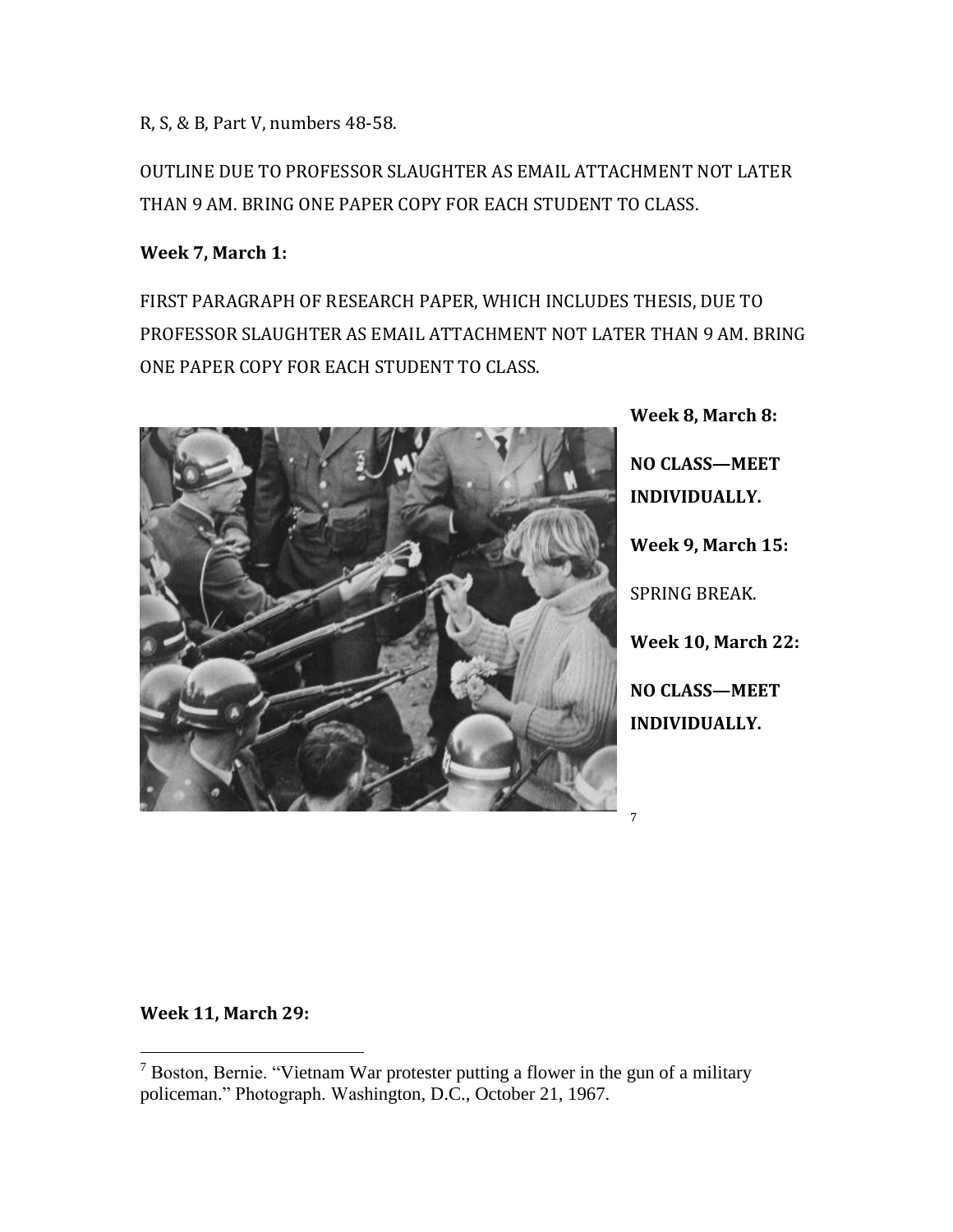R, S, & B, Part V, numbers 48-58.

OUTLINE DUE TO PROFESSOR SLAUGHTER AS EMAIL ATTACHMENT NOT LATER THAN 9 AM. BRING ONE PAPER COPY FOR EACH STUDENT TO CLASS.

**Week 7, March 1:**

FIRST PARAGRAPH OF RESEARCH PAPER, WHICH INCLUDES THESIS, DUE TO PROFESSOR SLAUGHTER AS EMAIL ATTACHMENT NOT LATER THAN 9 AM. BRING ONE PAPER COPY FOR EACH STUDENT TO CLASS.

**Week 8, March 8:**

**NO CLASS—MEET INDIVIDUALLY.**

**Week 9, March 15:**

SPRING BREAK.

**Week 10, March 22:**

**NO CLASS—MEET INDIVIDUALLY.**

[7]

**Week 11, March 29:**

[7] Boston, Bernie. "Vietnam War protester putting a flower in the gun of a military policeman." Photograph. Washington, D.C., October 21, 1967.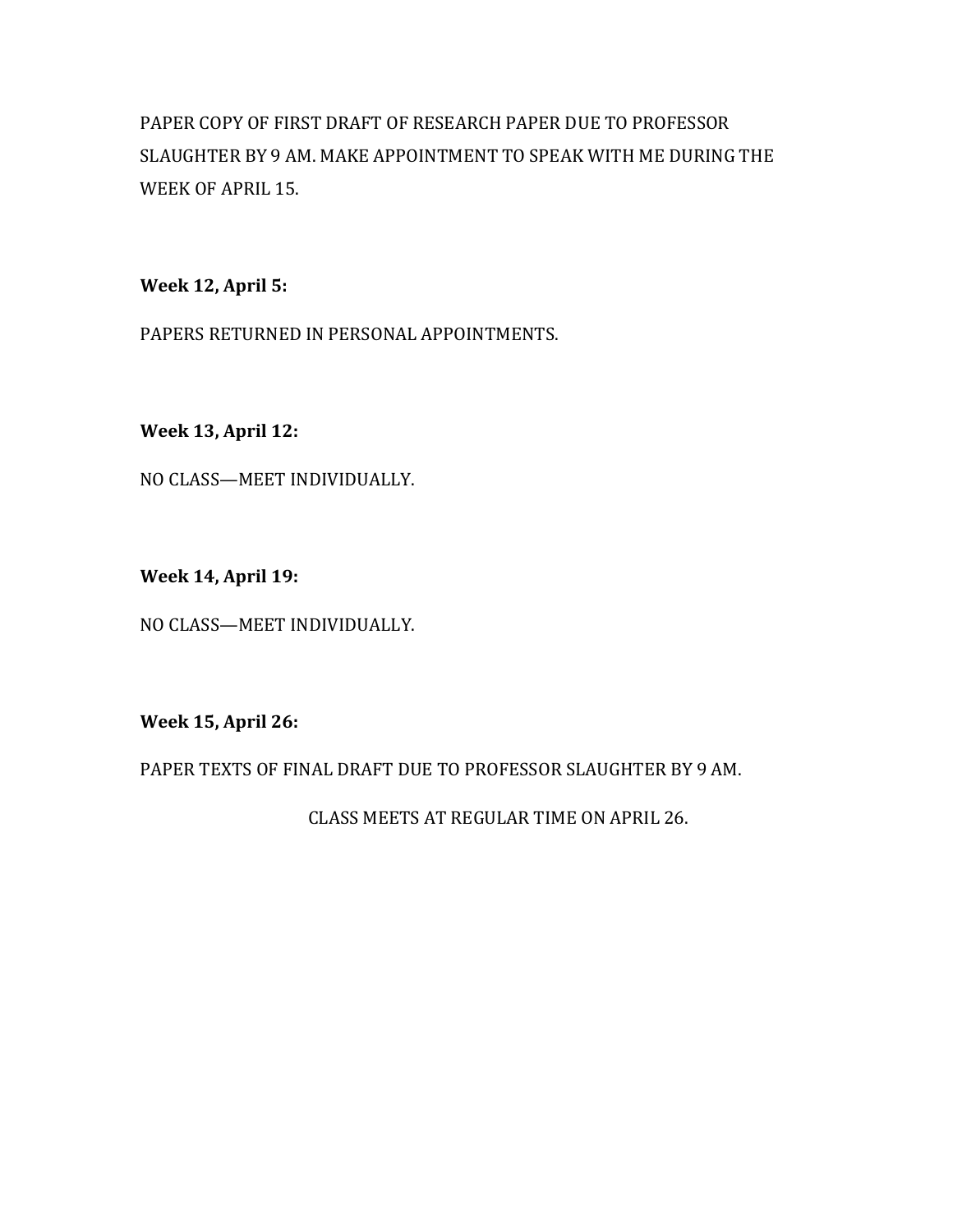PAPER COPY OF FIRST DRAFT OF RESEARCH PAPER DUE TO PROFESSOR SLAUGHTER BY 9 AM. MAKE APPOINTMENT TO SPEAK WITH ME DURING THE WEEK OF APRIL 15.

**Week 12, April 5:**

PAPERS RETURNED IN PERSONAL APPOINTMENTS.

**Week 13, April 12:**

NO CLASS—MEET INDIVIDUALLY.

**Week 14, April 19:**

NO CLASS—MEET INDIVIDUALLY.

**Week 15, April 26:**

PAPER TEXTS OF FINAL DRAFT DUE TO PROFESSOR SLAUGHTER BY 9 AM.

CLASS MEETS AT REGULAR TIME ON APRIL 26.